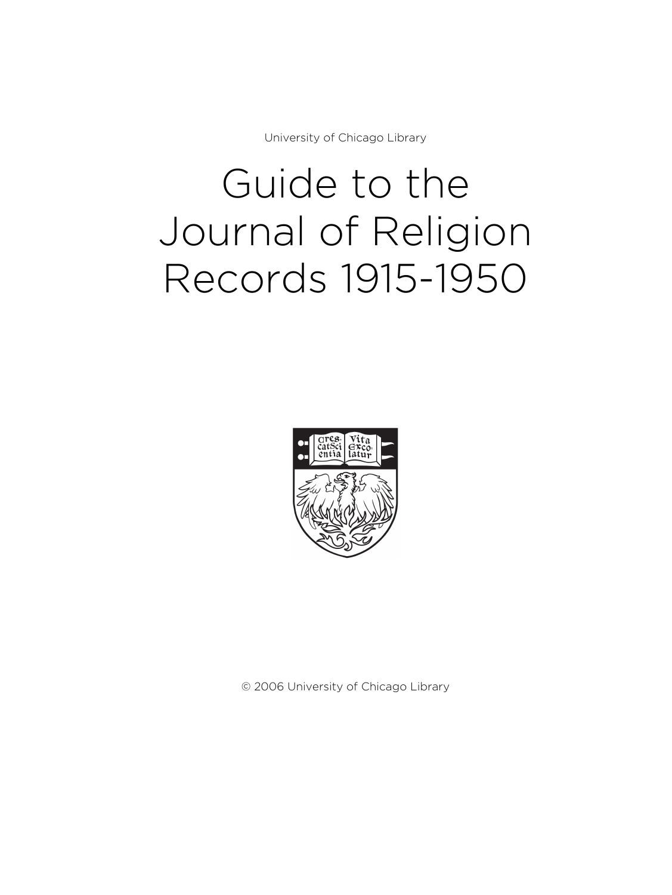University of Chicago Library

# Guide to the Journal of Religion Records 1915-1950

© 2006 University of Chicago Library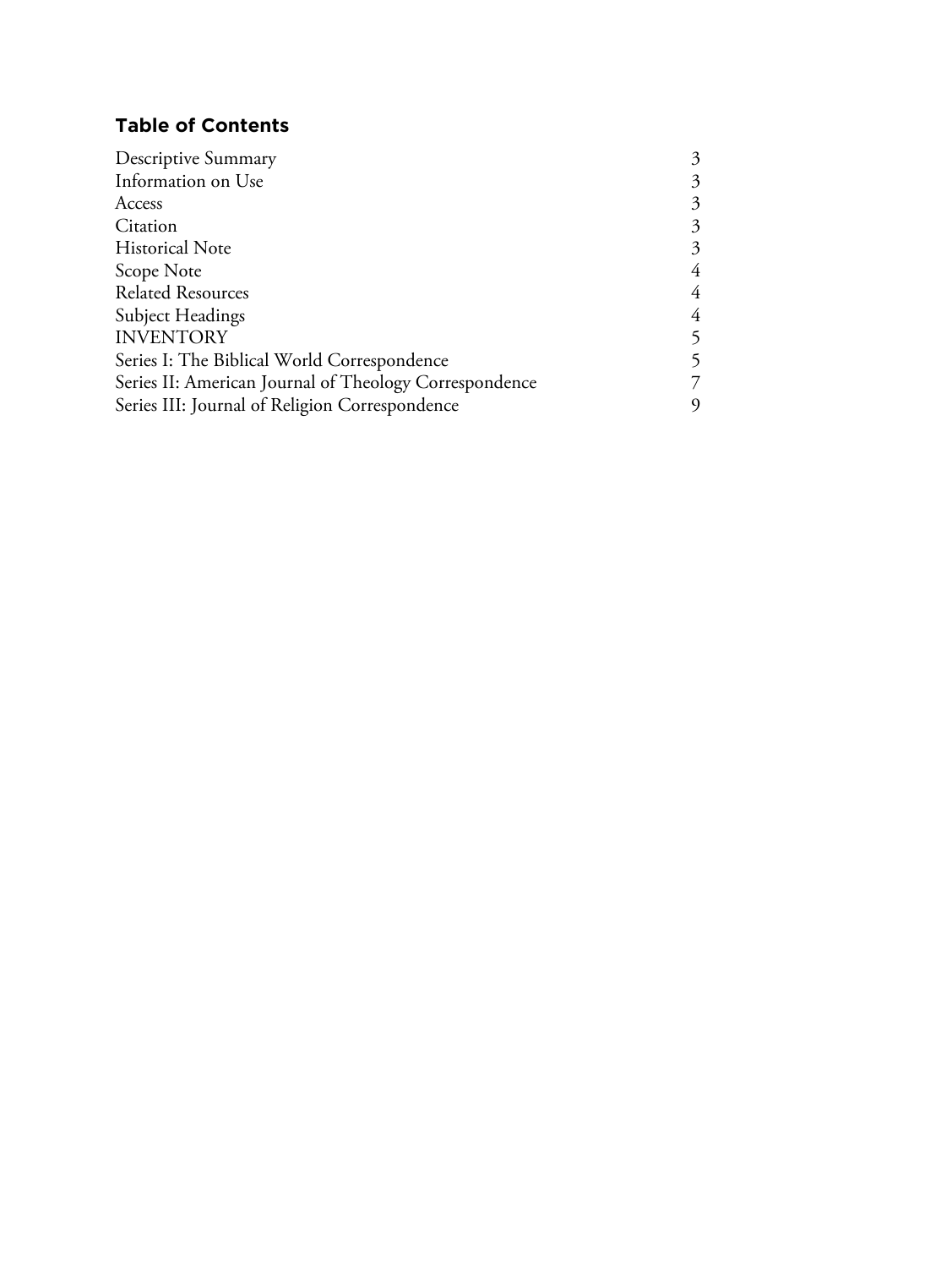## Table of Contents

| | |
|---|---|
| Descriptive Summary | 3 |
| Information on Use | 3 |
| Access | 3 |
| Citation | 3 |
| Historical Note | 3 |
| Scope Note | 4 |
| Related Resources | 4 |
| Subject Headings | 4 |
| INVENTORY | 5 |
| Series I: The Biblical World Correspondence | 5 |
| Series II: American Journal of Theology Correspondence | 7 |
| Series III: Journal of Religion Correspondence | 9 |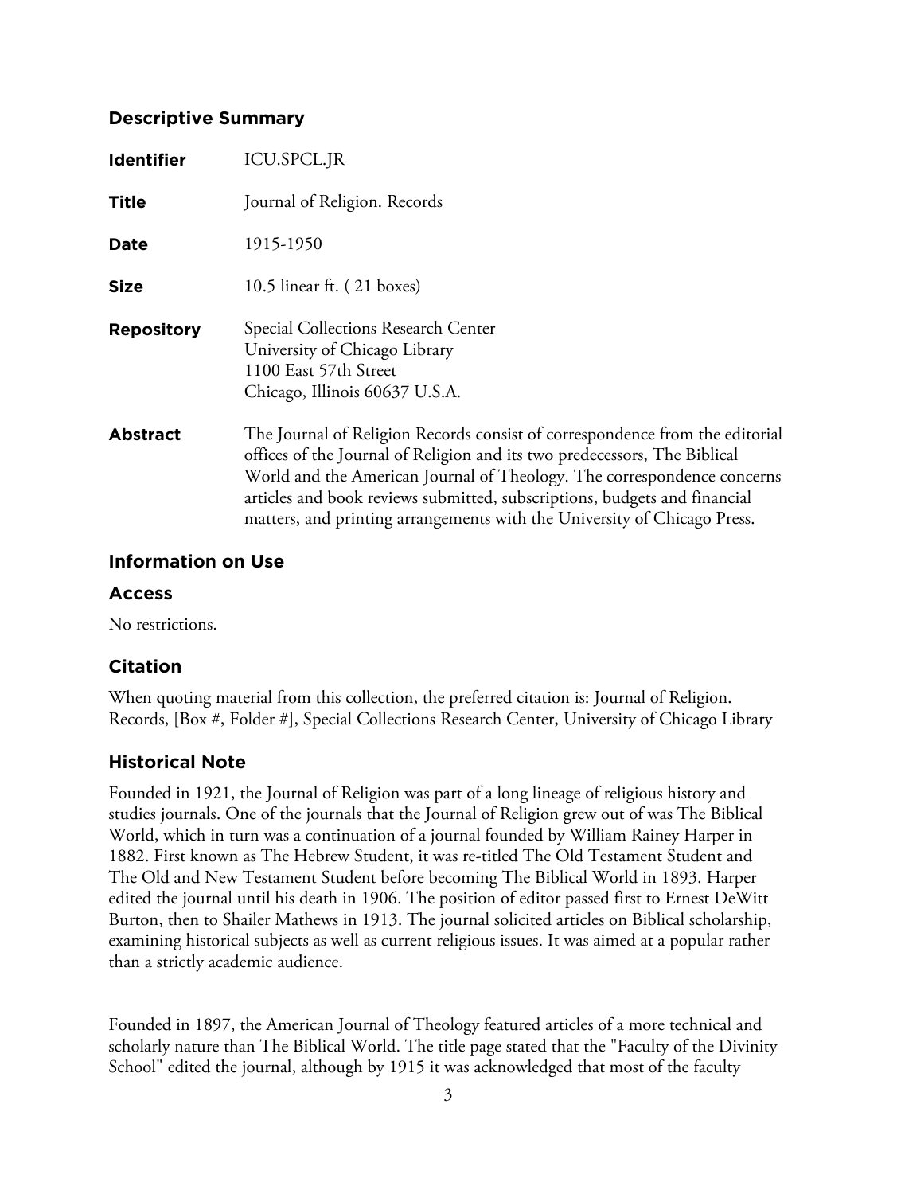## Descriptive Summary

| | |
|---|---|
| **Identifier** | ICU.SPCL.JR |
| **Title** | Journal of Religion. Records |
| **Date** | 1915-1950 |
| **Size** | 10.5 linear ft. ( 21 boxes) |
| **Repository** | Special Collections Research Center<br>University of Chicago Library<br>1100 East 57th Street<br>Chicago, Illinois 60637 U.S.A. |
| **Abstract** | The Journal of Religion Records consist of correspondence from the editorial offices of the Journal of Religion and its two predecessors, The Biblical World and the American Journal of Theology. The correspondence concerns articles and book reviews submitted, subscriptions, budgets and financial matters, and printing arrangements with the University of Chicago Press. |

## Information on Use

### Access

No restrictions.

### Citation

When quoting material from this collection, the preferred citation is: Journal of Religion. Records, [Box #, Folder #], Special Collections Research Center, University of Chicago Library

## Historical Note

Founded in 1921, the Journal of Religion was part of a long lineage of religious history and studies journals. One of the journals that the Journal of Religion grew out of was The Biblical World, which in turn was a continuation of a journal founded by William Rainey Harper in 1882. First known as The Hebrew Student, it was re-titled The Old Testament Student and The Old and New Testament Student before becoming The Biblical World in 1893. Harper edited the journal until his death in 1906. The position of editor passed first to Ernest DeWitt Burton, then to Shailer Mathews in 1913. The journal solicited articles on Biblical scholarship, examining historical subjects as well as current religious issues. It was aimed at a popular rather than a strictly academic audience.

Founded in 1897, the American Journal of Theology featured articles of a more technical and scholarly nature than The Biblical World. The title page stated that the "Faculty of the Divinity School" edited the journal, although by 1915 it was acknowledged that most of the faculty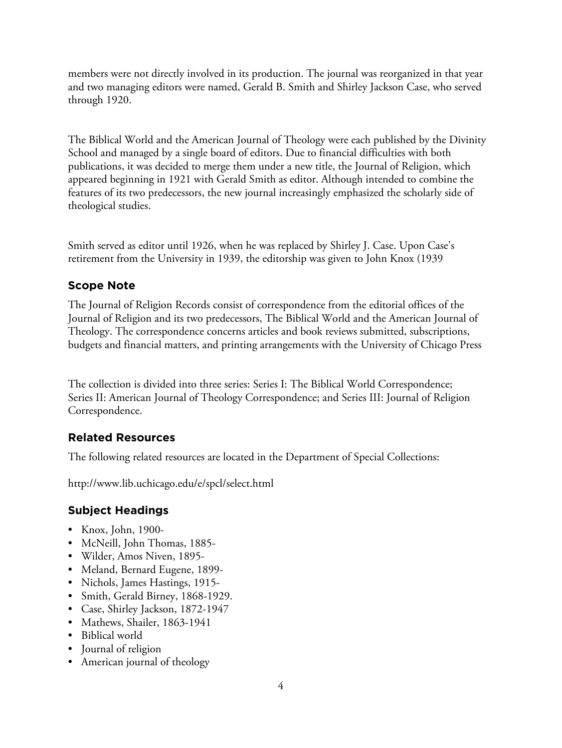members were not directly involved in its production. The journal was reorganized in that year and two managing editors were named, Gerald B. Smith and Shirley Jackson Case, who served through 1920.

The Biblical World and the American Journal of Theology were each published by the Divinity School and managed by a single board of editors. Due to financial difficulties with both publications, it was decided to merge them under a new title, the Journal of Religion, which appeared beginning in 1921 with Gerald Smith as editor. Although intended to combine the features of its two predecessors, the new journal increasingly emphasized the scholarly side of theological studies.

Smith served as editor until 1926, when he was replaced by Shirley J. Case. Upon Case's retirement from the University in 1939, the editorship was given to John Knox (1939

## Scope Note

The Journal of Religion Records consist of correspondence from the editorial offices of the Journal of Religion and its two predecessors, The Biblical World and the American Journal of Theology. The correspondence concerns articles and book reviews submitted, subscriptions, budgets and financial matters, and printing arrangements with the University of Chicago Press

The collection is divided into three series: Series I: The Biblical World Correspondence; Series II: American Journal of Theology Correspondence; and Series III: Journal of Religion Correspondence.

## Related Resources

The following related resources are located in the Department of Special Collections:

http://www.lib.uchicago.edu/e/spcl/select.html

## Subject Headings

- Knox, John, 1900-
- McNeill, John Thomas, 1885-
- Wilder, Amos Niven, 1895-
- Meland, Bernard Eugene, 1899-
- Nichols, James Hastings, 1915-
- Smith, Gerald Birney, 1868-1929.
- Case, Shirley Jackson, 1872-1947
- Mathews, Shailer, 1863-1941
- Biblical world
- Journal of religion
- American journal of theology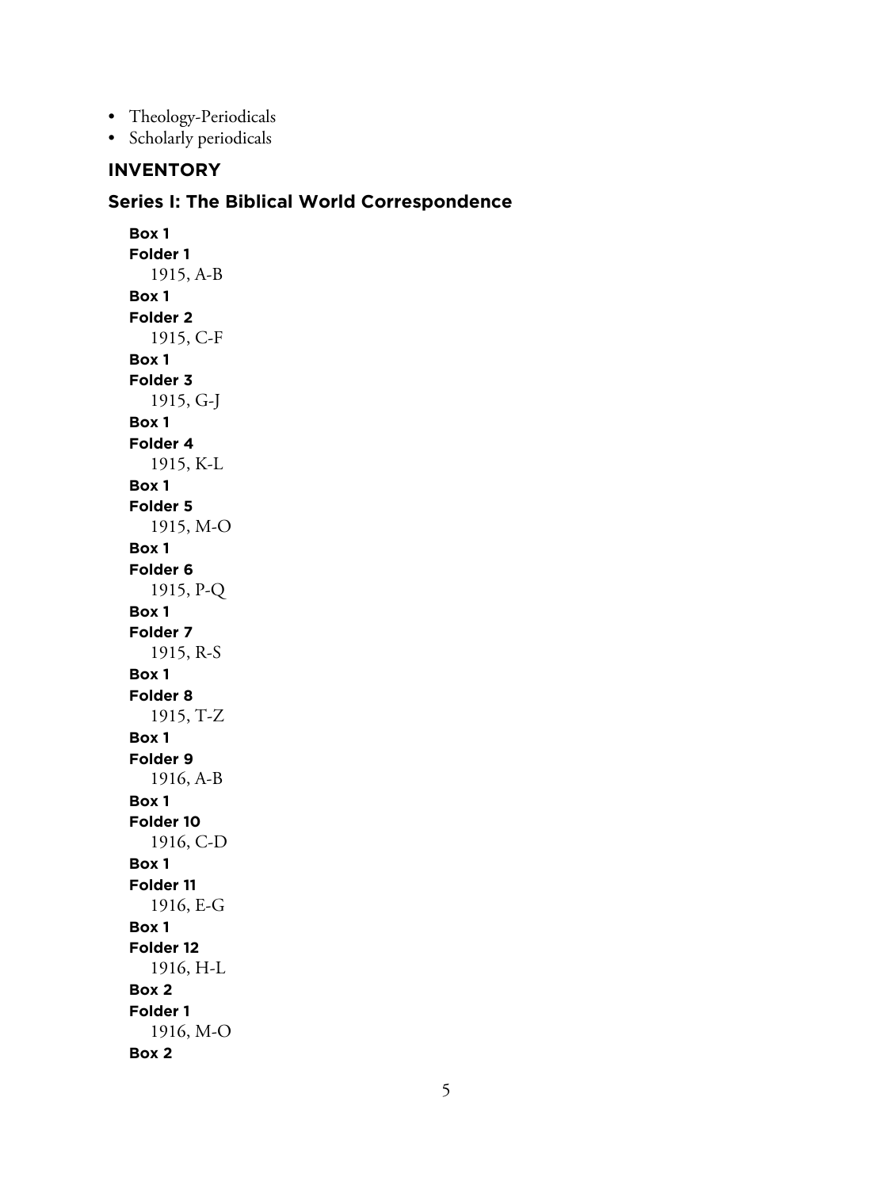- Theology-Periodicals
- Scholarly periodicals

## INVENTORY

### Series I: The Biblical World Correspondence

**Box 1**
**Folder 1**
1915, A-B

**Box 1**
**Folder 2**
1915, C-F

**Box 1**
**Folder 3**
1915, G-J

**Box 1**
**Folder 4**
1915, K-L

**Box 1**
**Folder 5**
1915, M-O

**Box 1**
**Folder 6**
1915, P-Q

**Box 1**
**Folder 7**
1915, R-S

**Box 1**
**Folder 8**
1915, T-Z

**Box 1**
**Folder 9**
1916, A-B

**Box 1**
**Folder 10**
1916, C-D

**Box 1**
**Folder 11**
1916, E-G

**Box 1**
**Folder 12**
1916, H-L

**Box 2**
**Folder 1**
1916, M-O

**Box 2**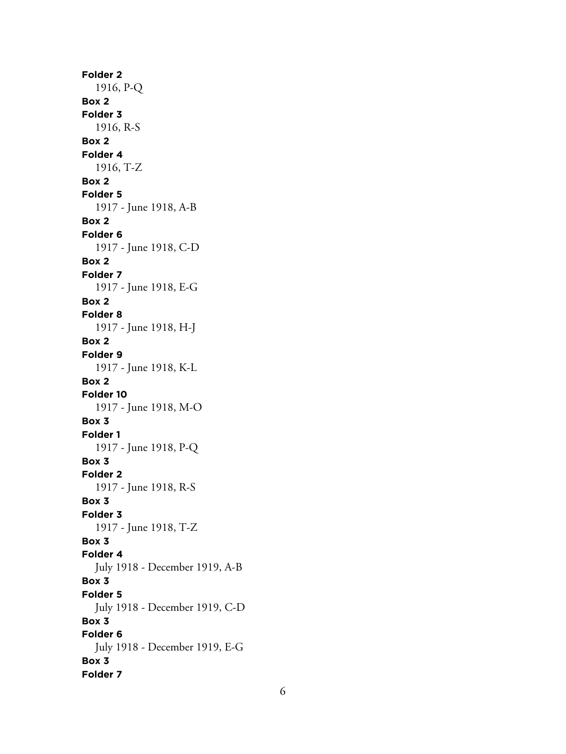**Folder 2**
1916, P-Q
**Box 2**
**Folder 3**
1916, R-S
**Box 2**
**Folder 4**
1916, T-Z
**Box 2**
**Folder 5**
1917 - June 1918, A-B
**Box 2**
**Folder 6**
1917 - June 1918, C-D
**Box 2**
**Folder 7**
1917 - June 1918, E-G
**Box 2**
**Folder 8**
1917 - June 1918, H-J
**Box 2**
**Folder 9**
1917 - June 1918, K-L
**Box 2**
**Folder 10**
1917 - June 1918, M-O
**Box 3**
**Folder 1**
1917 - June 1918, P-Q
**Box 3**
**Folder 2**
1917 - June 1918, R-S
**Box 3**
**Folder 3**
1917 - June 1918, T-Z
**Box 3**
**Folder 4**
July 1918 - December 1919, A-B
**Box 3**
**Folder 5**
July 1918 - December 1919, C-D
**Box 3**
**Folder 6**
July 1918 - December 1919, E-G
**Box 3**
**Folder 7**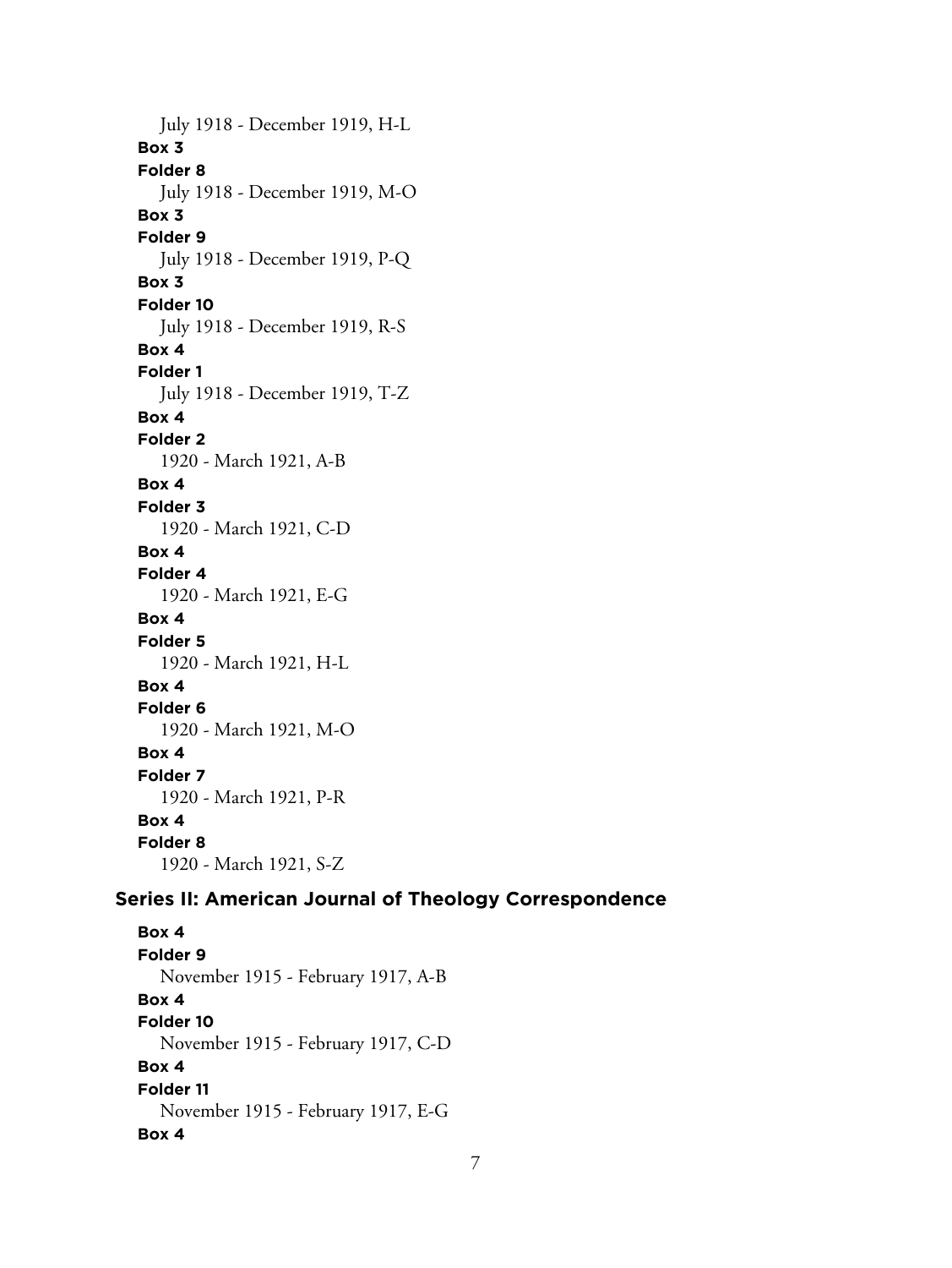July 1918 - December 1919, H-L

**Box 3**

**Folder 8**

July 1918 - December 1919, M-O

**Box 3**

**Folder 9**

July 1918 - December 1919, P-Q

**Box 3**

**Folder 10**

July 1918 - December 1919, R-S

**Box 4**

**Folder 1**

July 1918 - December 1919, T-Z

**Box 4**

**Folder 2**

1920 - March 1921, A-B

**Box 4**

**Folder 3**

1920 - March 1921, C-D

**Box 4**

**Folder 4**

1920 - March 1921, E-G

**Box 4**

**Folder 5**

1920 - March 1921, H-L

**Box 4**

**Folder 6**

1920 - March 1921, M-O

**Box 4**

**Folder 7**

1920 - March 1921, P-R

**Box 4**

**Folder 8**

1920 - March 1921, S-Z

## Series II: American Journal of Theology Correspondence

**Box 4**

**Folder 9**

November 1915 - February 1917, A-B

**Box 4**

**Folder 10**

November 1915 - February 1917, C-D

**Box 4**

**Folder 11**

November 1915 - February 1917, E-G

**Box 4**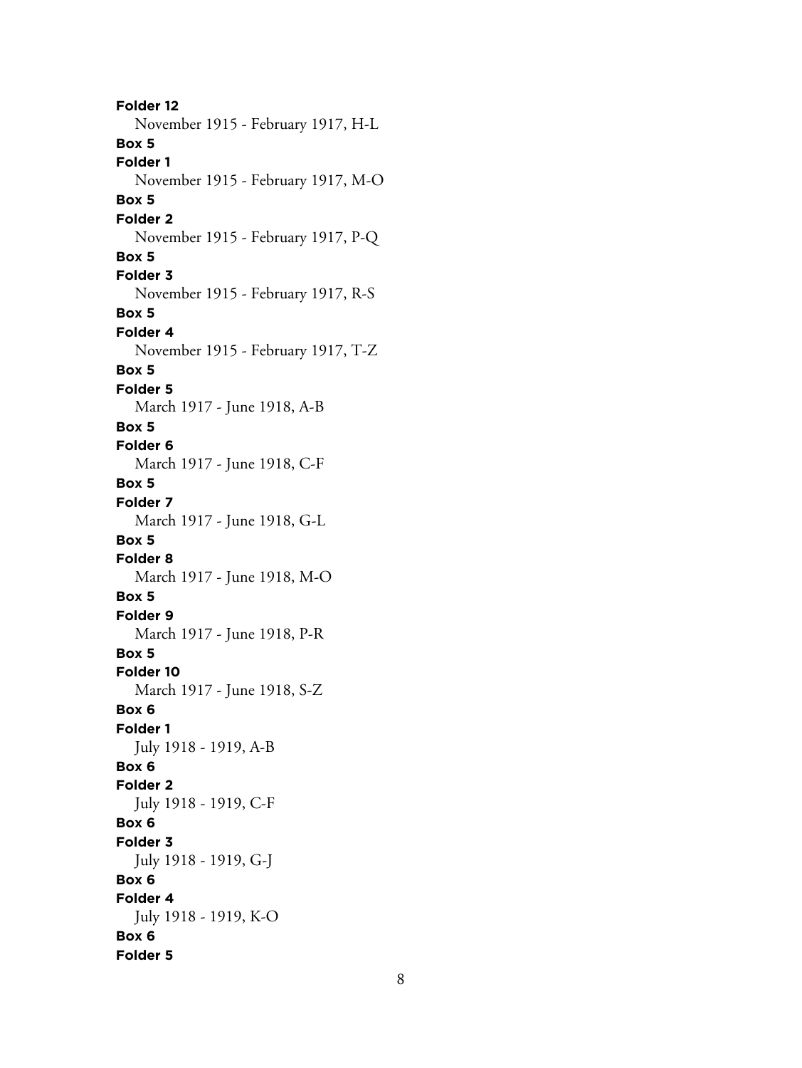**Folder 12**
November 1915 - February 1917, H-L

**Box 5**
**Folder 1**
November 1915 - February 1917, M-O

**Box 5**
**Folder 2**
November 1915 - February 1917, P-Q

**Box 5**
**Folder 3**
November 1915 - February 1917, R-S

**Box 5**
**Folder 4**
November 1915 - February 1917, T-Z

**Box 5**
**Folder 5**
March 1917 - June 1918, A-B

**Box 5**
**Folder 6**
March 1917 - June 1918, C-F

**Box 5**
**Folder 7**
March 1917 - June 1918, G-L

**Box 5**
**Folder 8**
March 1917 - June 1918, M-O

**Box 5**
**Folder 9**
March 1917 - June 1918, P-R

**Box 5**
**Folder 10**
March 1917 - June 1918, S-Z

**Box 6**
**Folder 1**
July 1918 - 1919, A-B

**Box 6**
**Folder 2**
July 1918 - 1919, C-F

**Box 6**
**Folder 3**
July 1918 - 1919, G-J

**Box 6**
**Folder 4**
July 1918 - 1919, K-O

**Box 6**
**Folder 5**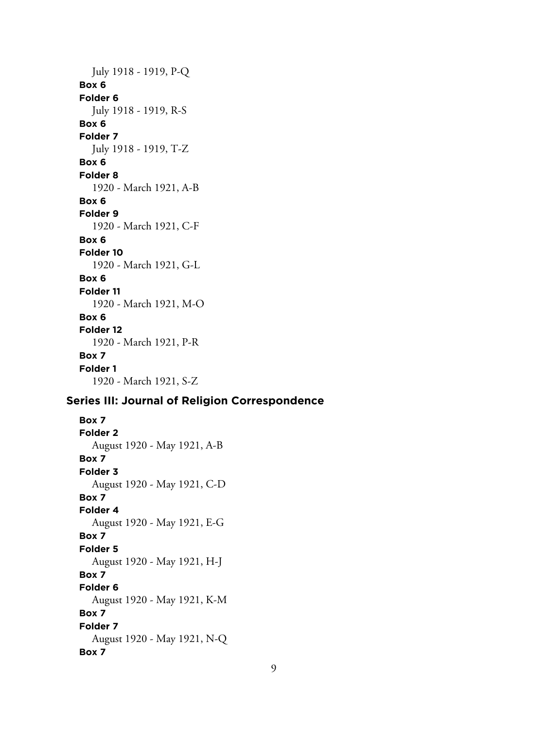July 1918 - 1919, P-Q

**Box 6**
**Folder 6**
July 1918 - 1919, R-S

**Box 6**
**Folder 7**
July 1918 - 1919, T-Z

**Box 6**
**Folder 8**
1920 - March 1921, A-B

**Box 6**
**Folder 9**
1920 - March 1921, C-F

**Box 6**
**Folder 10**
1920 - March 1921, G-L

**Box 6**
**Folder 11**
1920 - March 1921, M-O

**Box 6**
**Folder 12**
1920 - March 1921, P-R

**Box 7**
**Folder 1**
1920 - March 1921, S-Z

## Series III: Journal of Religion Correspondence

**Box 7**
**Folder 2**
August 1920 - May 1921, A-B

**Box 7**
**Folder 3**
August 1920 - May 1921, C-D

**Box 7**
**Folder 4**
August 1920 - May 1921, E-G

**Box 7**
**Folder 5**
August 1920 - May 1921, H-J

**Box 7**
**Folder 6**
August 1920 - May 1921, K-M

**Box 7**
**Folder 7**
August 1920 - May 1921, N-Q

**Box 7**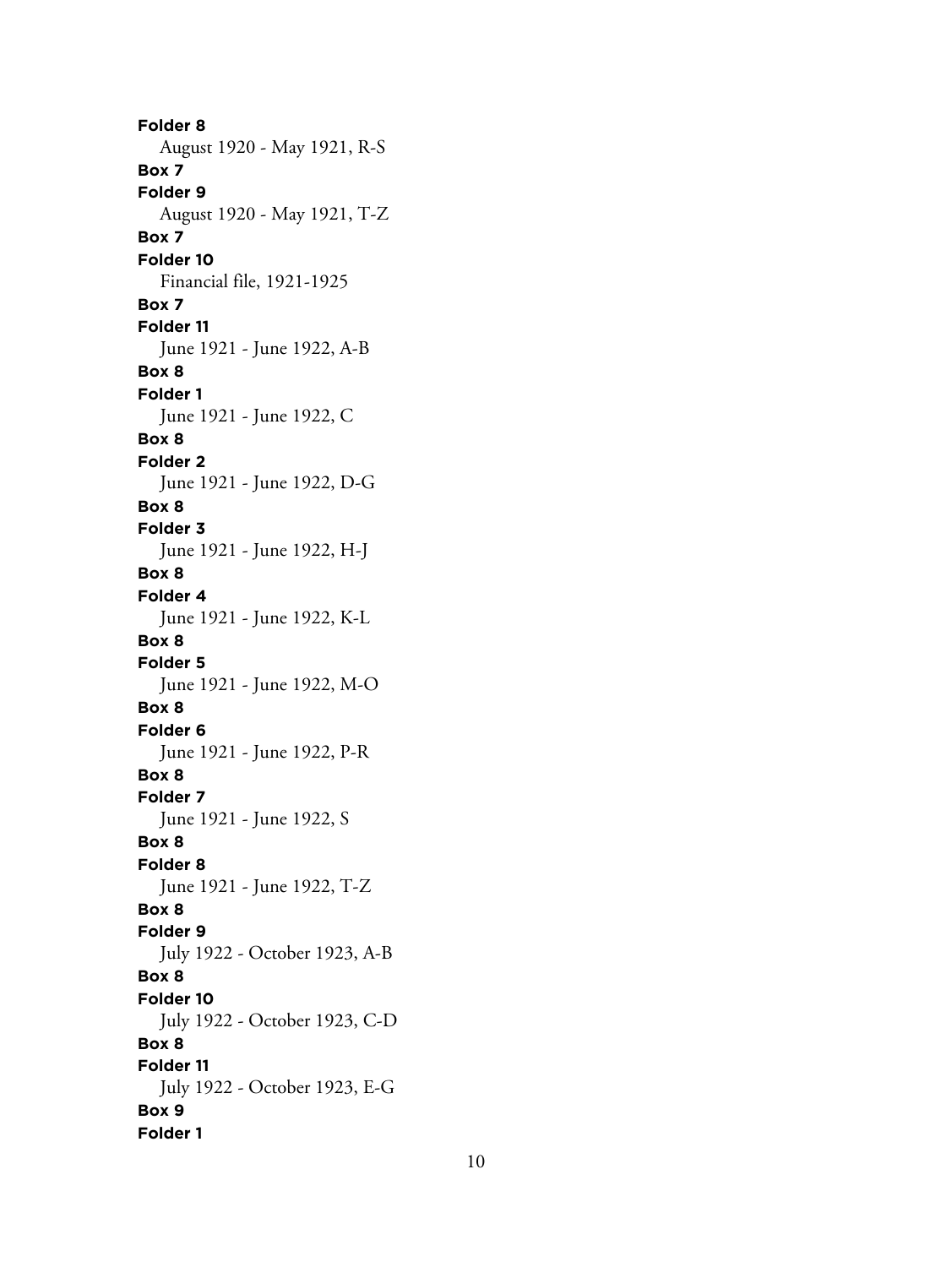**Folder 8**
August 1920 - May 1921, R-S
**Box 7**
**Folder 9**
August 1920 - May 1921, T-Z
**Box 7**
**Folder 10**
Financial file, 1921-1925
**Box 7**
**Folder 11**
June 1921 - June 1922, A-B
**Box 8**
**Folder 1**
June 1921 - June 1922, C
**Box 8**
**Folder 2**
June 1921 - June 1922, D-G
**Box 8**
**Folder 3**
June 1921 - June 1922, H-J
**Box 8**
**Folder 4**
June 1921 - June 1922, K-L
**Box 8**
**Folder 5**
June 1921 - June 1922, M-O
**Box 8**
**Folder 6**
June 1921 - June 1922, P-R
**Box 8**
**Folder 7**
June 1921 - June 1922, S
**Box 8**
**Folder 8**
June 1921 - June 1922, T-Z
**Box 8**
**Folder 9**
July 1922 - October 1923, A-B
**Box 8**
**Folder 10**
July 1922 - October 1923, C-D
**Box 8**
**Folder 11**
July 1922 - October 1923, E-G
**Box 9**
**Folder 1**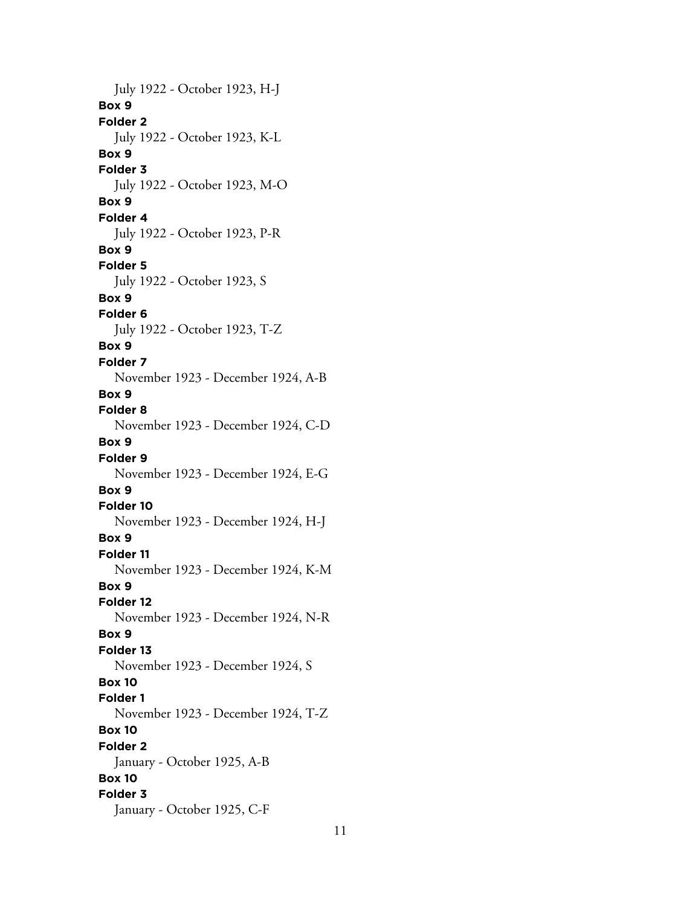July 1922 - October 1923, H-J

**Box 9**
**Folder 2**
July 1922 - October 1923, K-L

**Box 9**
**Folder 3**
July 1922 - October 1923, M-O

**Box 9**
**Folder 4**
July 1922 - October 1923, P-R

**Box 9**
**Folder 5**
July 1922 - October 1923, S

**Box 9**
**Folder 6**
July 1922 - October 1923, T-Z

**Box 9**
**Folder 7**
November 1923 - December 1924, A-B

**Box 9**
**Folder 8**
November 1923 - December 1924, C-D

**Box 9**
**Folder 9**
November 1923 - December 1924, E-G

**Box 9**
**Folder 10**
November 1923 - December 1924, H-J

**Box 9**
**Folder 11**
November 1923 - December 1924, K-M

**Box 9**
**Folder 12**
November 1923 - December 1924, N-R

**Box 9**
**Folder 13**
November 1923 - December 1924, S

**Box 10**
**Folder 1**
November 1923 - December 1924, T-Z

**Box 10**
**Folder 2**
January - October 1925, A-B

**Box 10**
**Folder 3**
January - October 1925, C-F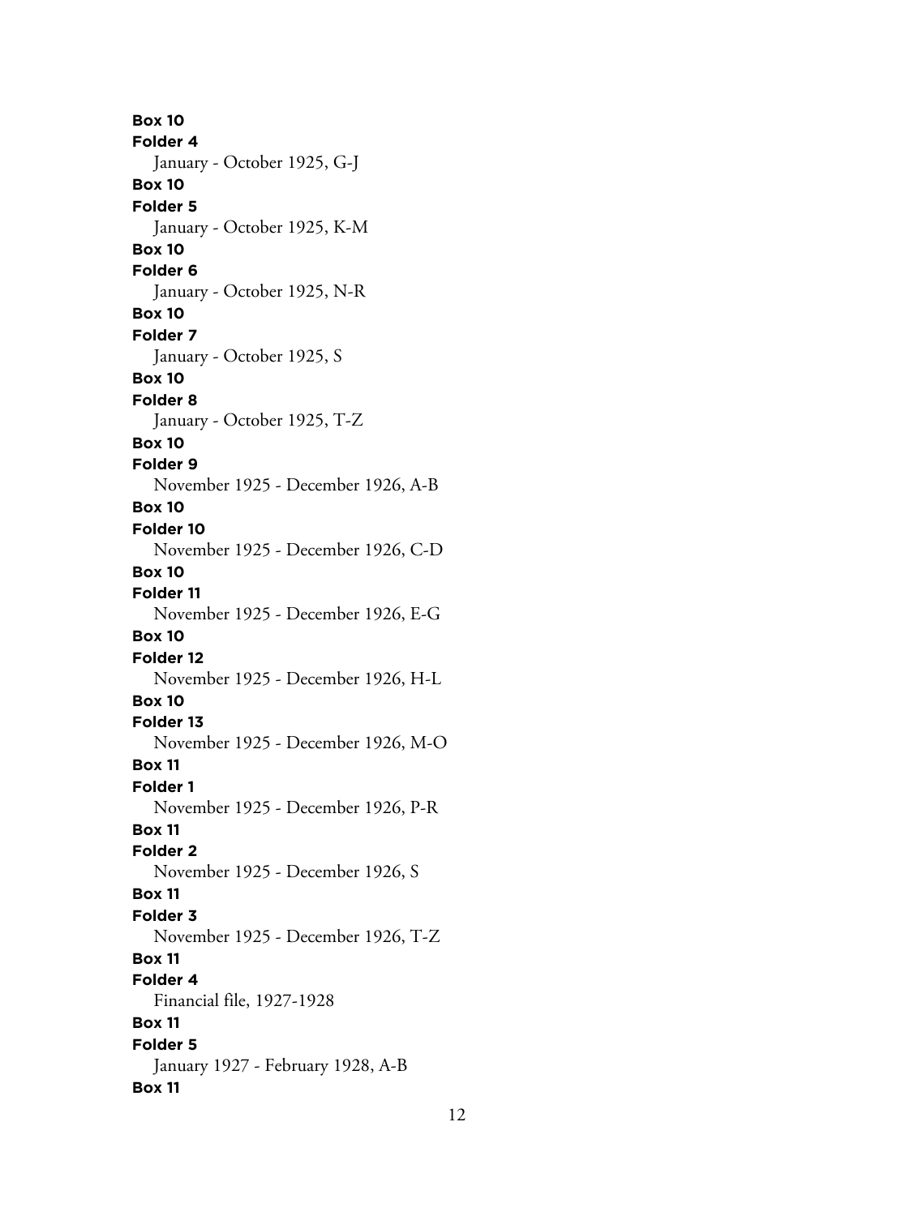**Box 10**
**Folder 4**
January - October 1925, G-J
**Box 10**
**Folder 5**
January - October 1925, K-M
**Box 10**
**Folder 6**
January - October 1925, N-R
**Box 10**
**Folder 7**
January - October 1925, S
**Box 10**
**Folder 8**
January - October 1925, T-Z
**Box 10**
**Folder 9**
November 1925 - December 1926, A-B
**Box 10**
**Folder 10**
November 1925 - December 1926, C-D
**Box 10**
**Folder 11**
November 1925 - December 1926, E-G
**Box 10**
**Folder 12**
November 1925 - December 1926, H-L
**Box 10**
**Folder 13**
November 1925 - December 1926, M-O
**Box 11**
**Folder 1**
November 1925 - December 1926, P-R
**Box 11**
**Folder 2**
November 1925 - December 1926, S
**Box 11**
**Folder 3**
November 1925 - December 1926, T-Z
**Box 11**
**Folder 4**
Financial file, 1927-1928
**Box 11**
**Folder 5**
January 1927 - February 1928, A-B
**Box 11**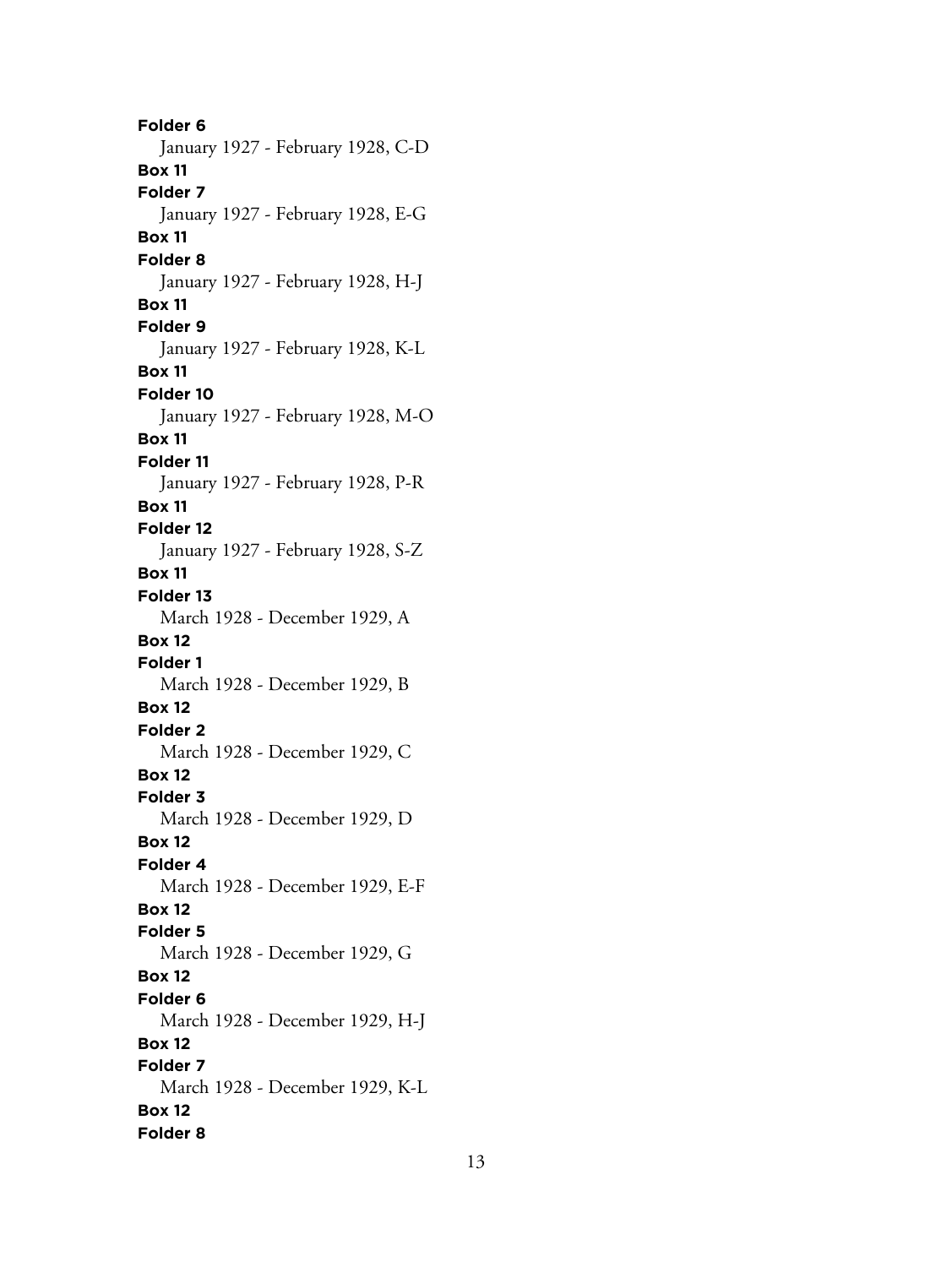**Folder 6**

January 1927 - February 1928, C-D

**Box 11**

**Folder 7**

January 1927 - February 1928, E-G

**Box 11**

**Folder 8**

January 1927 - February 1928, H-J

**Box 11**

**Folder 9**

January 1927 - February 1928, K-L

**Box 11**

**Folder 10**

January 1927 - February 1928, M-O

**Box 11**

**Folder 11**

January 1927 - February 1928, P-R

**Box 11**

**Folder 12**

January 1927 - February 1928, S-Z

**Box 11**

**Folder 13**

March 1928 - December 1929, A

**Box 12**

**Folder 1**

March 1928 - December 1929, B

**Box 12**

**Folder 2**

March 1928 - December 1929, C

**Box 12**

**Folder 3**

March 1928 - December 1929, D

**Box 12**

**Folder 4**

March 1928 - December 1929, E-F

**Box 12**

**Folder 5**

March 1928 - December 1929, G

**Box 12**

**Folder 6**

March 1928 - December 1929, H-J

**Box 12**

**Folder 7**

March 1928 - December 1929, K-L

**Box 12**

**Folder 8**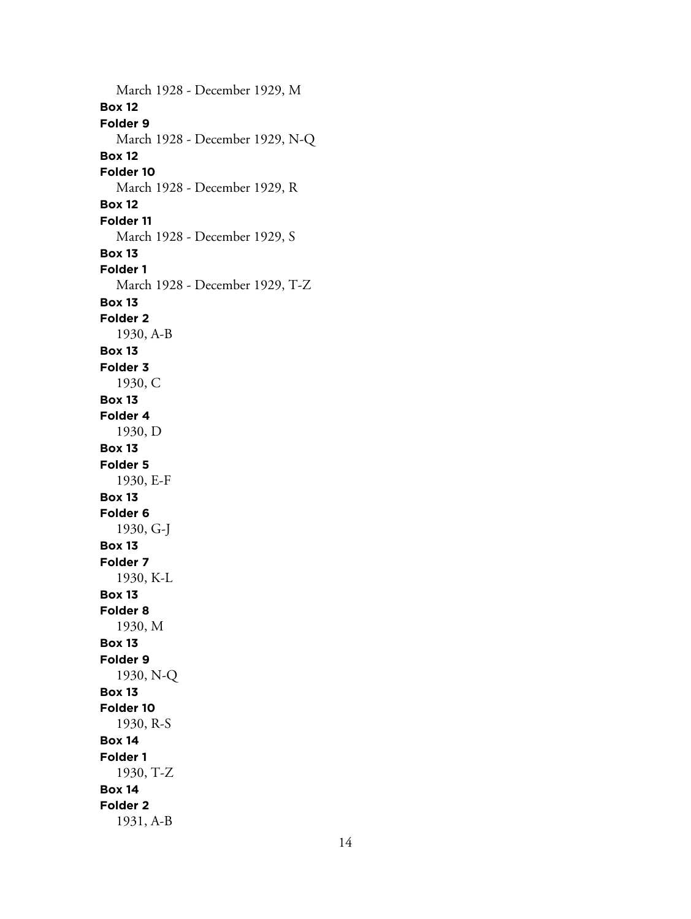March 1928 - December 1929, M

**Box 12**
**Folder 9**
March 1928 - December 1929, N-Q

**Box 12**
**Folder 10**
March 1928 - December 1929, R

**Box 12**
**Folder 11**
March 1928 - December 1929, S

**Box 13**
**Folder 1**
March 1928 - December 1929, T-Z

**Box 13**
**Folder 2**
1930, A-B

**Box 13**
**Folder 3**
1930, C

**Box 13**
**Folder 4**
1930, D

**Box 13**
**Folder 5**
1930, E-F

**Box 13**
**Folder 6**
1930, G-J

**Box 13**
**Folder 7**
1930, K-L

**Box 13**
**Folder 8**
1930, M

**Box 13**
**Folder 9**
1930, N-Q

**Box 13**
**Folder 10**
1930, R-S

**Box 14**
**Folder 1**
1930, T-Z

**Box 14**
**Folder 2**
1931, A-B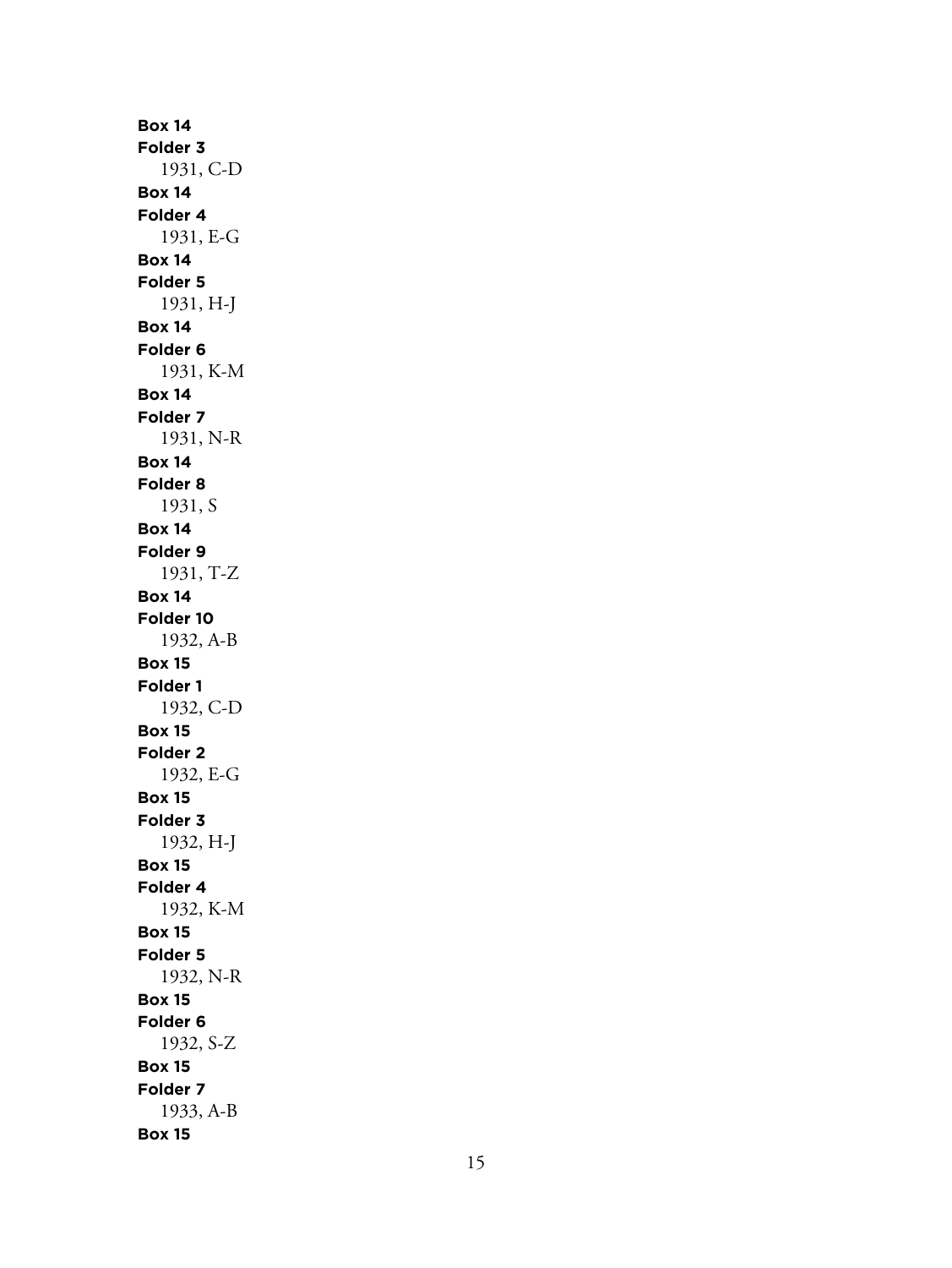**Box 14**
**Folder 3**
1931, C-D
**Box 14**
**Folder 4**
1931, E-G
**Box 14**
**Folder 5**
1931, H-J
**Box 14**
**Folder 6**
1931, K-M
**Box 14**
**Folder 7**
1931, N-R
**Box 14**
**Folder 8**
1931, S
**Box 14**
**Folder 9**
1931, T-Z
**Box 14**
**Folder 10**
1932, A-B
**Box 15**
**Folder 1**
1932, C-D
**Box 15**
**Folder 2**
1932, E-G
**Box 15**
**Folder 3**
1932, H-J
**Box 15**
**Folder 4**
1932, K-M
**Box 15**
**Folder 5**
1932, N-R
**Box 15**
**Folder 6**
1932, S-Z
**Box 15**
**Folder 7**
1933, A-B
**Box 15**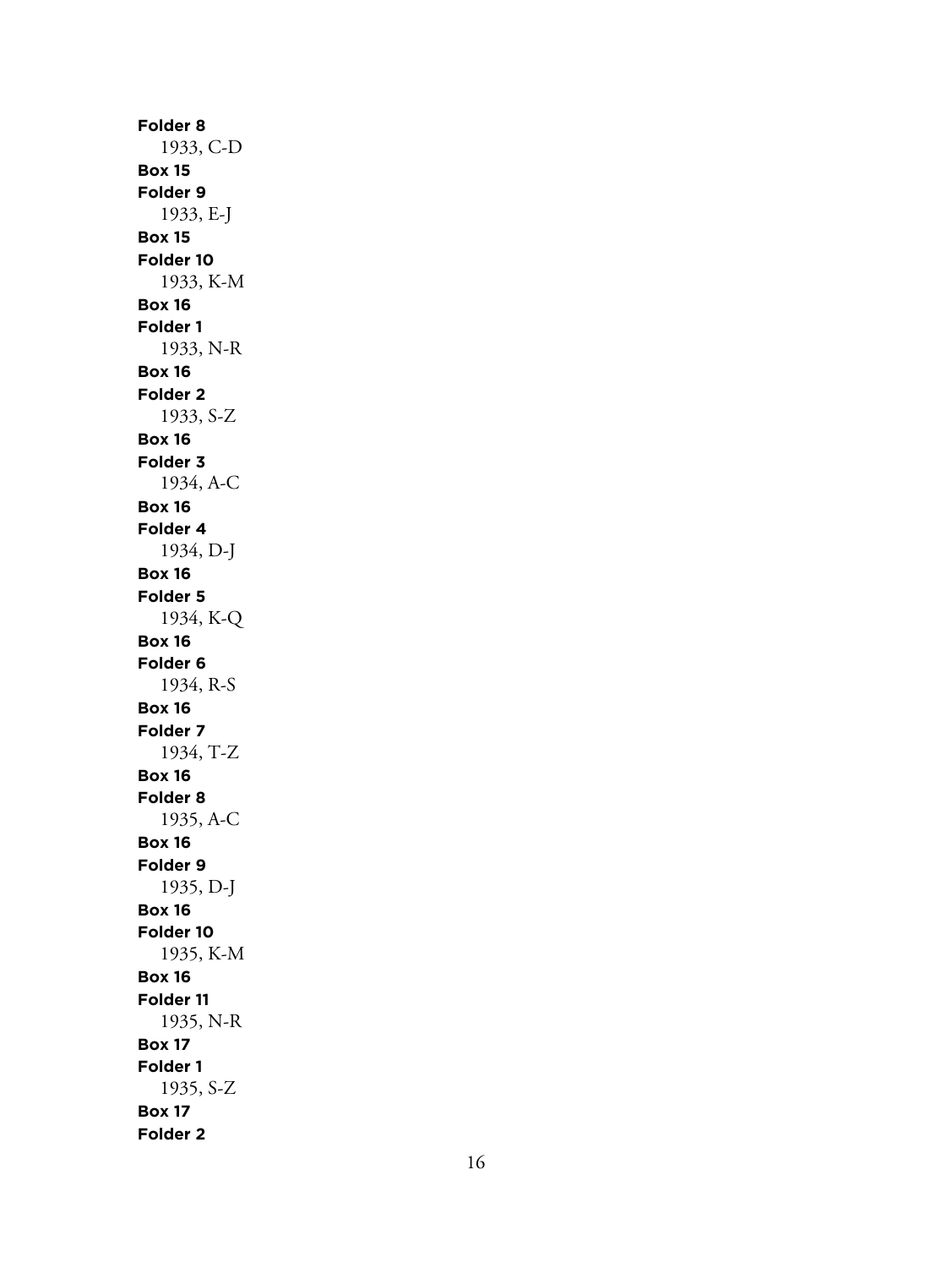**Folder 8**
1933, C-D
**Box 15**
**Folder 9**
1933, E-J
**Box 15**
**Folder 10**
1933, K-M
**Box 16**
**Folder 1**
1933, N-R
**Box 16**
**Folder 2**
1933, S-Z
**Box 16**
**Folder 3**
1934, A-C
**Box 16**
**Folder 4**
1934, D-J
**Box 16**
**Folder 5**
1934, K-Q
**Box 16**
**Folder 6**
1934, R-S
**Box 16**
**Folder 7**
1934, T-Z
**Box 16**
**Folder 8**
1935, A-C
**Box 16**
**Folder 9**
1935, D-J
**Box 16**
**Folder 10**
1935, K-M
**Box 16**
**Folder 11**
1935, N-R
**Box 17**
**Folder 1**
1935, S-Z
**Box 17**
**Folder 2**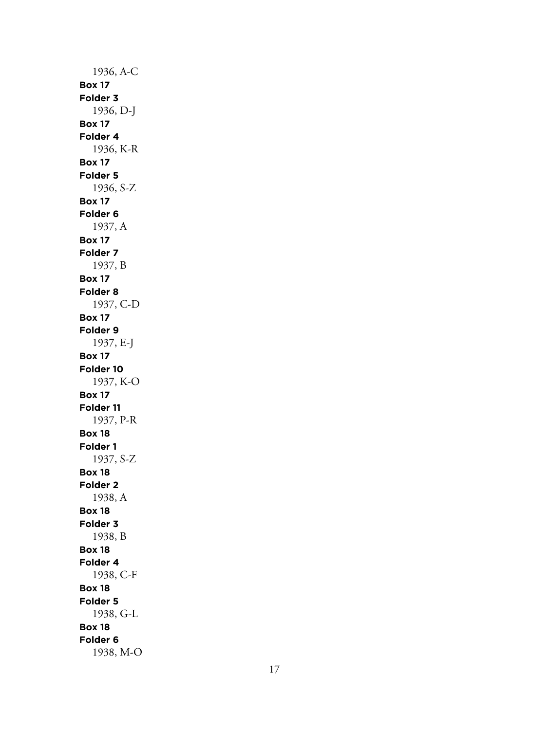1936, A-C

**Box 17**
**Folder 3**
1936, D-J

**Box 17**
**Folder 4**
1936, K-R

**Box 17**
**Folder 5**
1936, S-Z

**Box 17**
**Folder 6**
1937, A

**Box 17**
**Folder 7**
1937, B

**Box 17**
**Folder 8**
1937, C-D

**Box 17**
**Folder 9**
1937, E-J

**Box 17**
**Folder 10**
1937, K-O

**Box 17**
**Folder 11**
1937, P-R

**Box 18**
**Folder 1**
1937, S-Z

**Box 18**
**Folder 2**
1938, A

**Box 18**
**Folder 3**
1938, B

**Box 18**
**Folder 4**
1938, C-F

**Box 18**
**Folder 5**
1938, G-L

**Box 18**
**Folder 6**
1938, M-O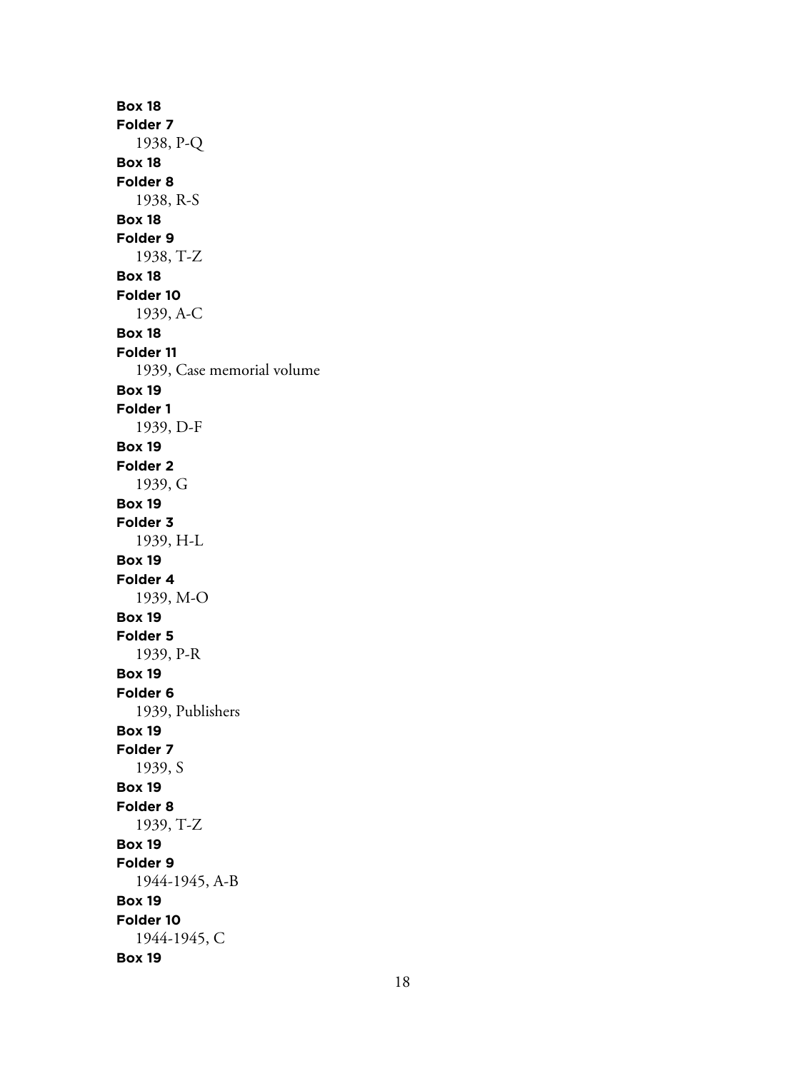**Box 18**
**Folder 7**
1938, P-Q
**Box 18**
**Folder 8**
1938, R-S
**Box 18**
**Folder 9**
1938, T-Z
**Box 18**
**Folder 10**
1939, A-C
**Box 18**
**Folder 11**
1939, Case memorial volume
**Box 19**
**Folder 1**
1939, D-F
**Box 19**
**Folder 2**
1939, G
**Box 19**
**Folder 3**
1939, H-L
**Box 19**
**Folder 4**
1939, M-O
**Box 19**
**Folder 5**
1939, P-R
**Box 19**
**Folder 6**
1939, Publishers
**Box 19**
**Folder 7**
1939, S
**Box 19**
**Folder 8**
1939, T-Z
**Box 19**
**Folder 9**
1944-1945, A-B
**Box 19**
**Folder 10**
1944-1945, C
**Box 19**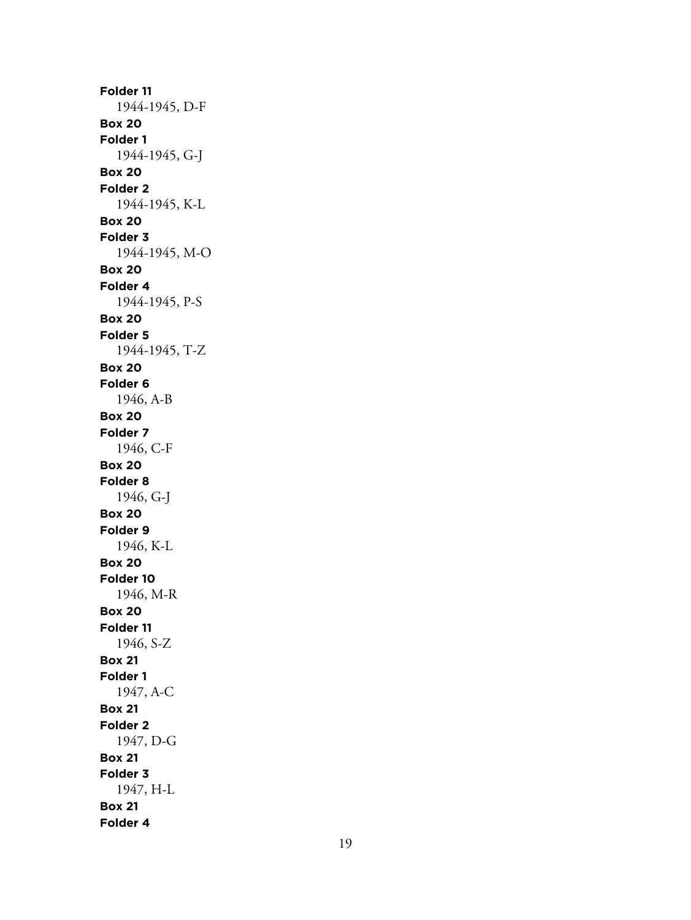**Folder 11**
1944-1945, D-F

**Box 20**
**Folder 1**
1944-1945, G-J

**Box 20**
**Folder 2**
1944-1945, K-L

**Box 20**
**Folder 3**
1944-1945, M-O

**Box 20**
**Folder 4**
1944-1945, P-S

**Box 20**
**Folder 5**
1944-1945, T-Z

**Box 20**
**Folder 6**
1946, A-B

**Box 20**
**Folder 7**
1946, C-F

**Box 20**
**Folder 8**
1946, G-J

**Box 20**
**Folder 9**
1946, K-L

**Box 20**
**Folder 10**
1946, M-R

**Box 20**
**Folder 11**
1946, S-Z

**Box 21**
**Folder 1**
1947, A-C

**Box 21**
**Folder 2**
1947, D-G

**Box 21**
**Folder 3**
1947, H-L

**Box 21**
**Folder 4**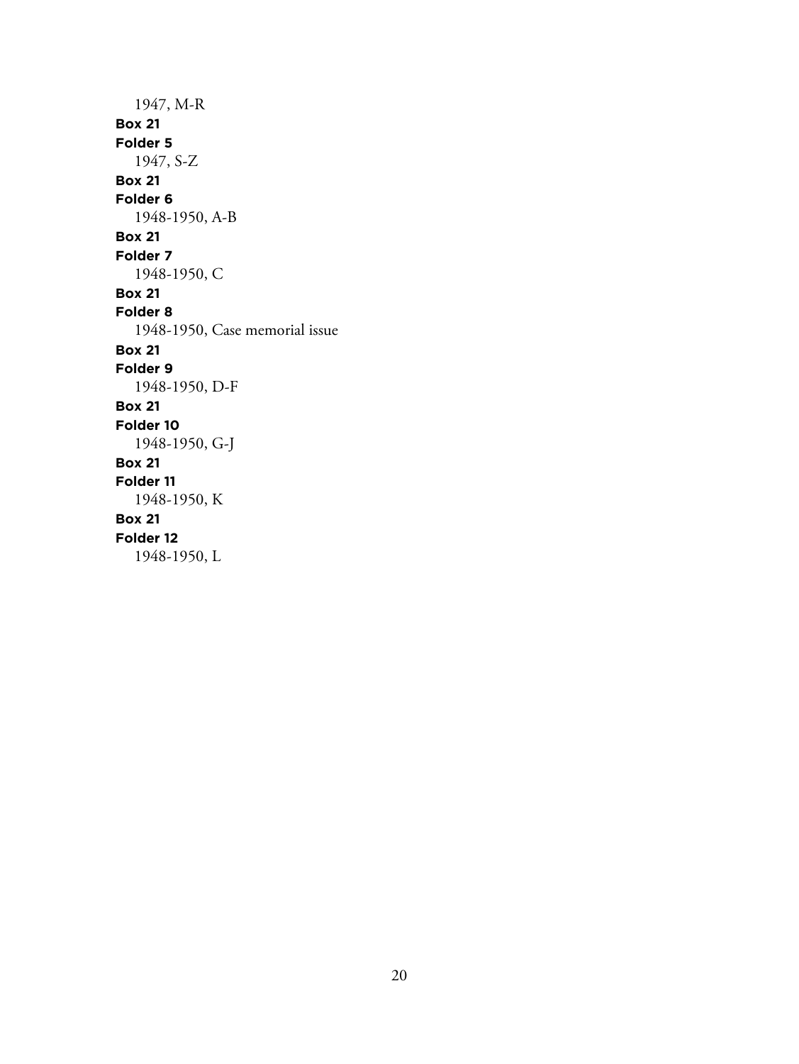1947, M-R

**Box 21**

**Folder 5**

1947, S-Z

**Box 21**

**Folder 6**

1948-1950, A-B

**Box 21**

**Folder 7**

1948-1950, C

**Box 21**

**Folder 8**

1948-1950, Case memorial issue

**Box 21**

**Folder 9**

1948-1950, D-F

**Box 21**

**Folder 10**

1948-1950, G-J

**Box 21**

**Folder 11**

1948-1950, K

**Box 21**

**Folder 12**

1948-1950, L